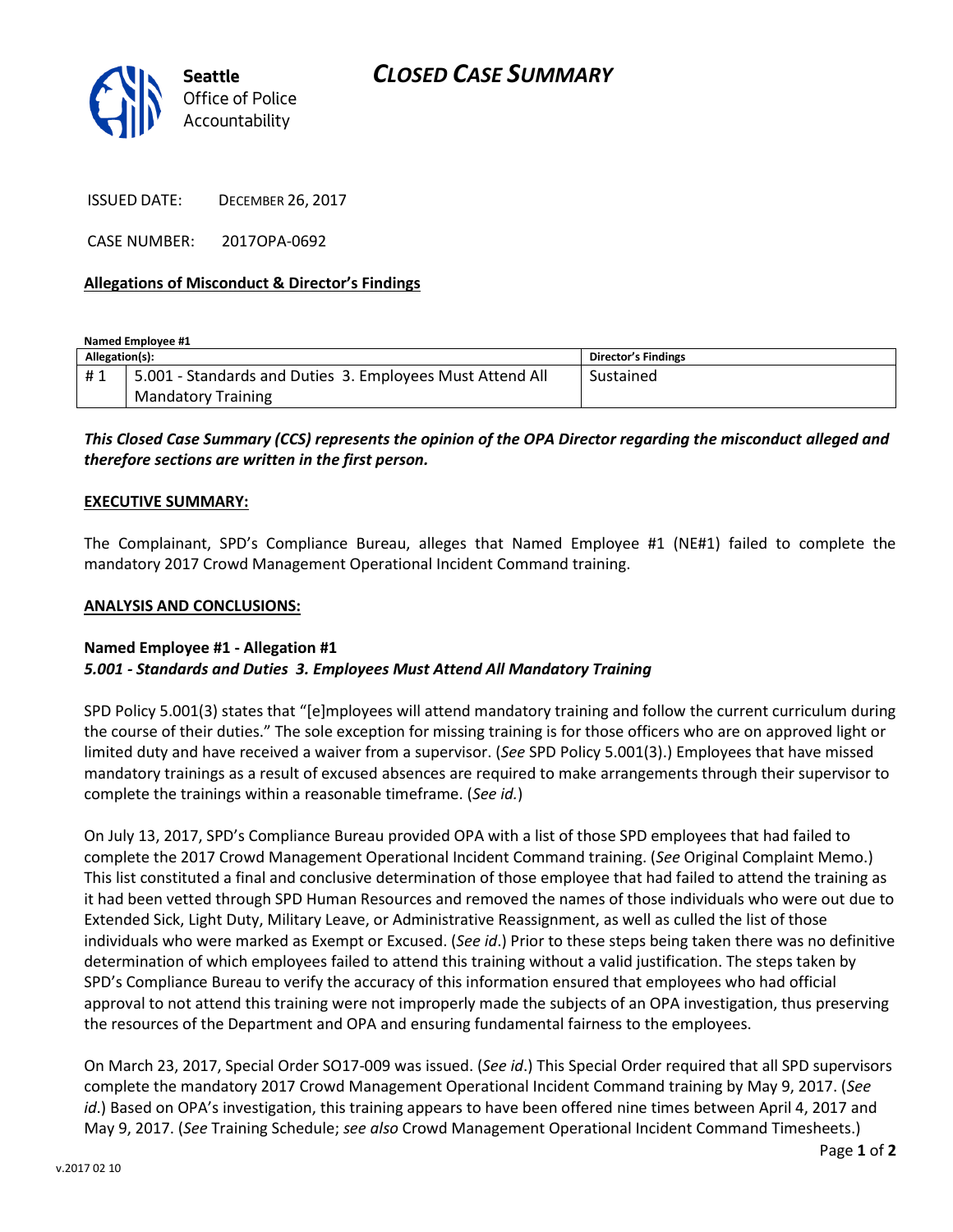Seattle Office of Police Accountability

# CLOSED CASE SUMMARY

ISSUED DATE: DECEMBER 26, 2017

CASE NUMBER: 2017OPA-0692

## Allegations of Misconduct & Director's Findings

**Named Employee #1**

| Allegation(s): | | Director's Findings |
|---|---|---|
| # 1 | 5.001 - Standards and Duties 3. Employees Must Attend All Mandatory Training | Sustained |

***This Closed Case Summary (CCS) represents the opinion of the OPA Director regarding the misconduct alleged and therefore sections are written in the first person.***

**EXECUTIVE SUMMARY:**

The Complainant, SPD's Compliance Bureau, alleges that Named Employee #1 (NE#1) failed to complete the mandatory 2017 Crowd Management Operational Incident Command training.

**ANALYSIS AND CONCLUSIONS:**

**Named Employee #1 - Allegation #1**
***5.001 - Standards and Duties 3. Employees Must Attend All Mandatory Training***

SPD Policy 5.001(3) states that "[e]mployees will attend mandatory training and follow the current curriculum during the course of their duties." The sole exception for missing training is for those officers who are on approved light or limited duty and have received a waiver from a supervisor. (*See* SPD Policy 5.001(3).) Employees that have missed mandatory trainings as a result of excused absences are required to make arrangements through their supervisor to complete the trainings within a reasonable timeframe. (*See id.*)

On July 13, 2017, SPD's Compliance Bureau provided OPA with a list of those SPD employees that had failed to complete the 2017 Crowd Management Operational Incident Command training. (*See* Original Complaint Memo.) This list constituted a final and conclusive determination of those employee that had failed to attend the training as it had been vetted through SPD Human Resources and removed the names of those individuals who were out due to Extended Sick, Light Duty, Military Leave, or Administrative Reassignment, as well as culled the list of those individuals who were marked as Exempt or Excused. (*See id*.) Prior to these steps being taken there was no definitive determination of which employees failed to attend this training without a valid justification. The steps taken by SPD's Compliance Bureau to verify the accuracy of this information ensured that employees who had official approval to not attend this training were not improperly made the subjects of an OPA investigation, thus preserving the resources of the Department and OPA and ensuring fundamental fairness to the employees.

On March 23, 2017, Special Order SO17-009 was issued. (*See id*.) This Special Order required that all SPD supervisors complete the mandatory 2017 Crowd Management Operational Incident Command training by May 9, 2017. (*See id*.) Based on OPA's investigation, this training appears to have been offered nine times between April 4, 2017 and May 9, 2017. (*See* Training Schedule; *see also* Crowd Management Operational Incident Command Timesheets.)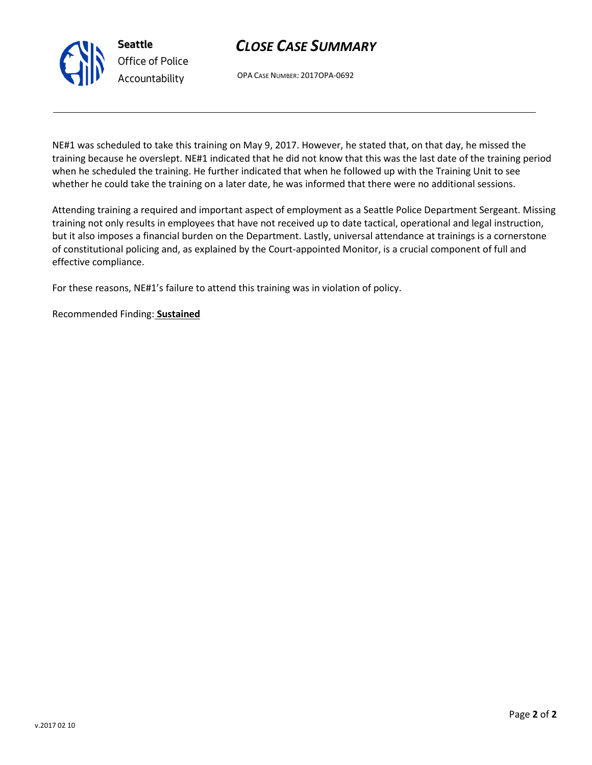NE#1 was scheduled to take this training on May 9, 2017. However, he stated that, on that day, he missed the training because he overslept. NE#1 indicated that he did not know that this was the last date of the training period when he scheduled the training. He further indicated that when he followed up with the Training Unit to see whether he could take the training on a later date, he was informed that there were no additional sessions.

Attending training a required and important aspect of employment as a Seattle Police Department Sergeant. Missing training not only results in employees that have not received up to date tactical, operational and legal instruction, but it also imposes a financial burden on the Department. Lastly, universal attendance at trainings is a cornerstone of constitutional policing and, as explained by the Court-appointed Monitor, is a crucial component of full and effective compliance.

For these reasons, NE#1's failure to attend this training was in violation of policy.

Recommended Finding: **Sustained**